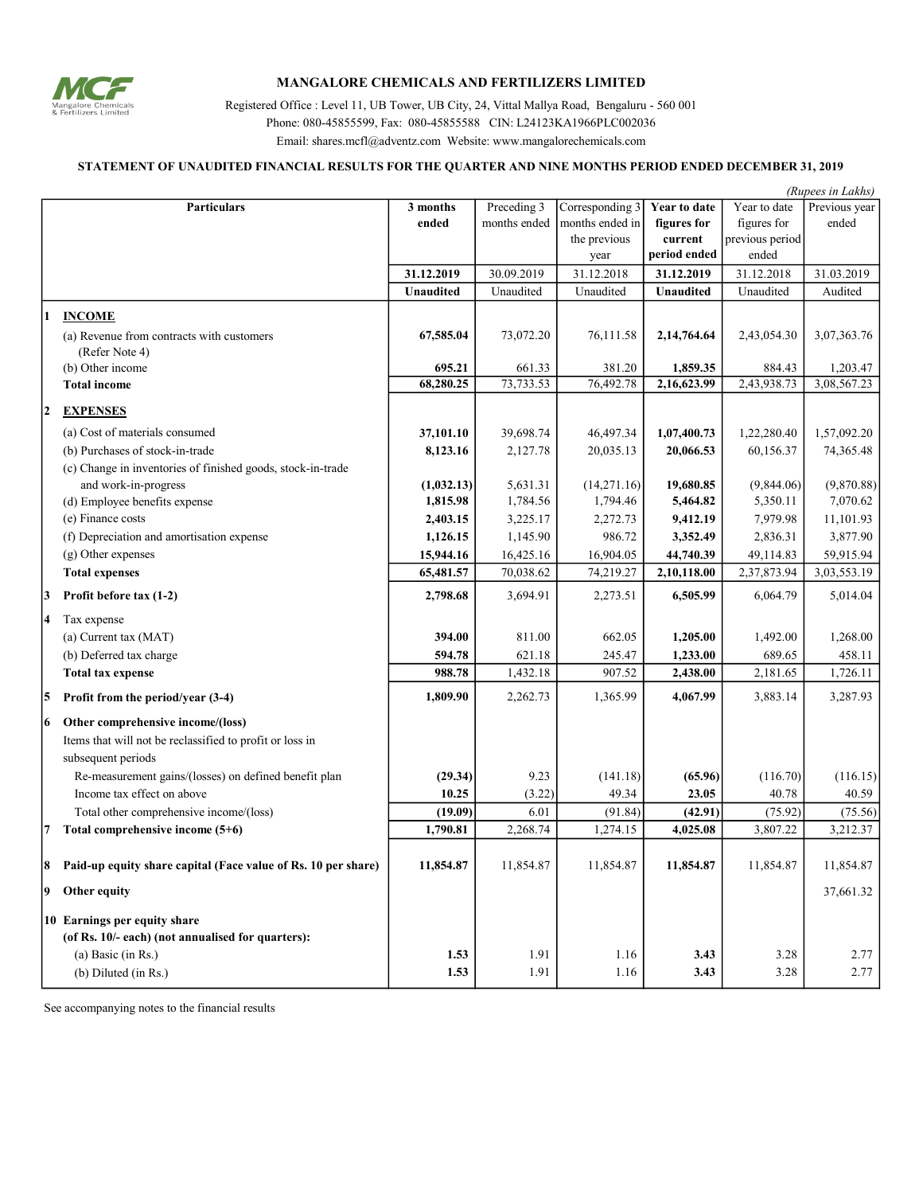# MANGALORE CHEMICALS AND FERTILIZERS LIMITED

Registered Office : Level 11, UB Tower, UB City, 24, Vittal Mallya Road, Bengaluru - 560 001
Phone: 080-45855599, Fax: 080-45855588 CIN: L24123KA1966PLC002036
Email: shares.mcfl@adventz.com Website: www.mangalorechemicals.com

## STATEMENT OF UNAUDITED FINANCIAL RESULTS FOR THE QUARTER AND NINE MONTHS PERIOD ENDED DECEMBER 31, 2019

*(Rupees in Lakhs)*

| | Particulars | 3 months ended | Preceding 3 months ended | Corresponding 3 months ended in the previous year | Year to date figures for current period ended | Year to date figures for previous period ended | Previous year ended |
|---|---|---|---|---|---|---|---|
| | | **31.12.2019** | 30.09.2019 | 31.12.2018 | **31.12.2019** | 31.12.2018 | 31.03.2019 |
| | | **Unaudited** | Unaudited | Unaudited | **Unaudited** | Unaudited | Audited |
| **1** | **INCOME** | | | | | | |
| | (a) Revenue from contracts with customers (Refer Note 4) | **67,585.04** | 73,072.20 | 76,111.58 | **2,14,764.64** | 2,43,054.30 | 3,07,363.76 |
| | (b) Other income | **695.21** | 661.33 | 381.20 | **1,859.35** | 884.43 | 1,203.47 |
| | **Total income** | **68,280.25** | 73,733.53 | 76,492.78 | **2,16,623.99** | 2,43,938.73 | 3,08,567.23 |
| **2** | **EXPENSES** | | | | | | |
| | (a) Cost of materials consumed | **37,101.10** | 39,698.74 | 46,497.34 | **1,07,400.73** | 1,22,280.40 | 1,57,092.20 |
| | (b) Purchases of stock-in-trade | **8,123.16** | 2,127.78 | 20,035.13 | **20,066.53** | 60,156.37 | 74,365.48 |
| | (c) Change in inventories of finished goods, stock-in-trade and work-in-progress | **(1,032.13)** | 5,631.31 | (14,271.16) | **19,680.85** | (9,844.06) | (9,870.88) |
| | (d) Employee benefits expense | **1,815.98** | 1,784.56 | 1,794.46 | **5,464.82** | 5,350.11 | 7,070.62 |
| | (e) Finance costs | **2,403.15** | 3,225.17 | 2,272.73 | **9,412.19** | 7,979.98 | 11,101.93 |
| | (f) Depreciation and amortisation expense | **1,126.15** | 1,145.90 | 986.72 | **3,352.49** | 2,836.31 | 3,877.90 |
| | (g) Other expenses | **15,944.16** | 16,425.16 | 16,904.05 | **44,740.39** | 49,114.83 | 59,915.94 |
| | **Total expenses** | **65,481.57** | 70,038.62 | 74,219.27 | **2,10,118.00** | 2,37,873.94 | 3,03,553.19 |
| **3** | **Profit before tax (1-2)** | **2,798.68** | 3,694.91 | 2,273.51 | **6,505.99** | 6,064.79 | 5,014.04 |
| **4** | Tax expense | | | | | | |
| | (a) Current tax (MAT) | **394.00** | 811.00 | 662.05 | **1,205.00** | 1,492.00 | 1,268.00 |
| | (b) Deferred tax charge | **594.78** | 621.18 | 245.47 | **1,233.00** | 689.65 | 458.11 |
| | **Total tax expense** | **988.78** | 1,432.18 | 907.52 | **2,438.00** | 2,181.65 | 1,726.11 |
| **5** | **Profit from the period/year (3-4)** | **1,809.90** | 2,262.73 | 1,365.99 | **4,067.99** | 3,883.14 | 3,287.93 |
| **6** | **Other comprehensive income/(loss)** | | | | | | |
| | Items that will not be reclassified to profit or loss in subsequent periods | | | | | | |
| | Re-measurement gains/(losses) on defined benefit plan | **(29.34)** | 9.23 | (141.18) | **(65.96)** | (116.70) | (116.15) |
| | Income tax effect on above | **10.25** | (3.22) | 49.34 | **23.05** | 40.78 | 40.59 |
| | Total other comprehensive income/(loss) | **(19.09)** | 6.01 | (91.84) | **(42.91)** | (75.92) | (75.56) |
| **7** | **Total comprehensive income (5+6)** | **1,790.81** | 2,268.74 | 1,274.15 | **4,025.08** | 3,807.22 | 3,212.37 |
| **8** | **Paid-up equity share capital (Face value of Rs. 10 per share)** | **11,854.87** | 11,854.87 | 11,854.87 | **11,854.87** | 11,854.87 | 11,854.87 |
| **9** | **Other equity** | | | | | | 37,661.32 |
| **10** | **Earnings per equity share (of Rs. 10/- each) (not annualised for quarters):** | | | | | | |
| | (a) Basic (in Rs.) | **1.53** | 1.91 | 1.16 | **3.43** | 3.28 | 2.77 |
| | (b) Diluted (in Rs.) | **1.53** | 1.91 | 1.16 | **3.43** | 3.28 | 2.77 |

See accompanying notes to the financial results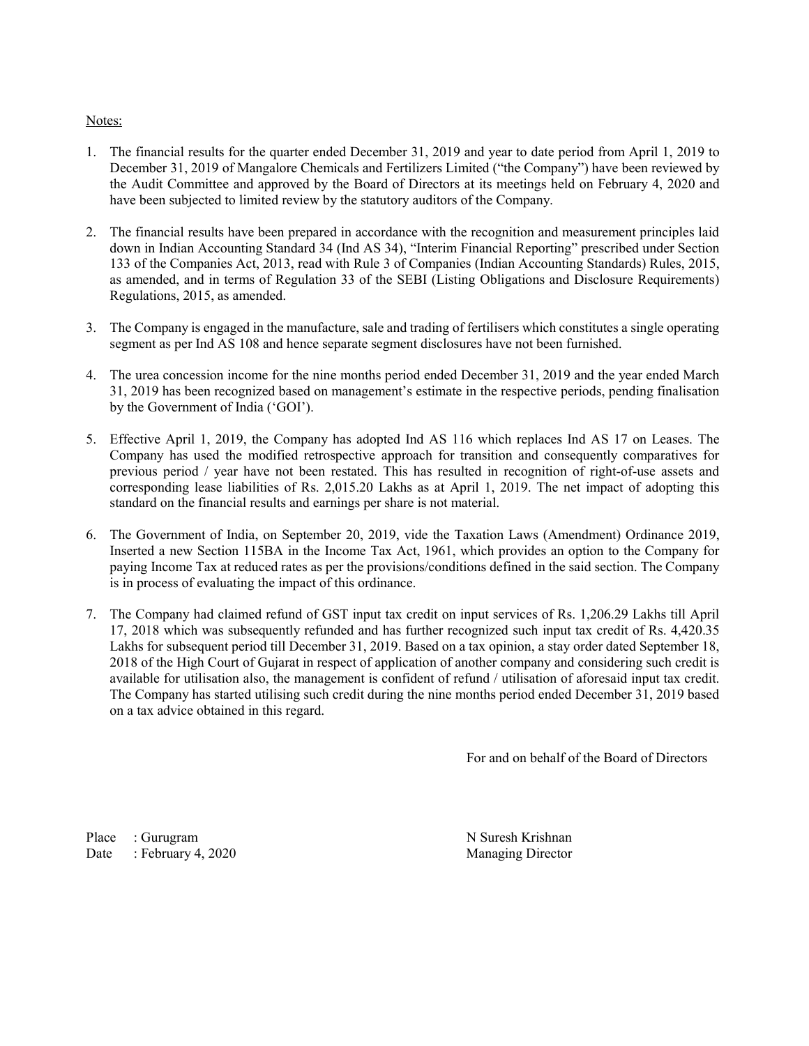Notes:

1. The financial results for the quarter ended December 31, 2019 and year to date period from April 1, 2019 to December 31, 2019 of Mangalore Chemicals and Fertilizers Limited ("the Company") have been reviewed by the Audit Committee and approved by the Board of Directors at its meetings held on February 4, 2020 and have been subjected to limited review by the statutory auditors of the Company.

2. The financial results have been prepared in accordance with the recognition and measurement principles laid down in Indian Accounting Standard 34 (Ind AS 34), "Interim Financial Reporting" prescribed under Section 133 of the Companies Act, 2013, read with Rule 3 of Companies (Indian Accounting Standards) Rules, 2015, as amended, and in terms of Regulation 33 of the SEBI (Listing Obligations and Disclosure Requirements) Regulations, 2015, as amended.

3. The Company is engaged in the manufacture, sale and trading of fertilisers which constitutes a single operating segment as per Ind AS 108 and hence separate segment disclosures have not been furnished.

4. The urea concession income for the nine months period ended December 31, 2019 and the year ended March 31, 2019 has been recognized based on management's estimate in the respective periods, pending finalisation by the Government of India ('GOI').

5. Effective April 1, 2019, the Company has adopted Ind AS 116 which replaces Ind AS 17 on Leases. The Company has used the modified retrospective approach for transition and consequently comparatives for previous period / year have not been restated. This has resulted in recognition of right-of-use assets and corresponding lease liabilities of Rs. 2,015.20 Lakhs as at April 1, 2019. The net impact of adopting this standard on the financial results and earnings per share is not material.

6. The Government of India, on September 20, 2019, vide the Taxation Laws (Amendment) Ordinance 2019, Inserted a new Section 115BA in the Income Tax Act, 1961, which provides an option to the Company for paying Income Tax at reduced rates as per the provisions/conditions defined in the said section. The Company is in process of evaluating the impact of this ordinance.

7. The Company had claimed refund of GST input tax credit on input services of Rs. 1,206.29 Lakhs till April 17, 2018 which was subsequently refunded and has further recognized such input tax credit of Rs. 4,420.35 Lakhs for subsequent period till December 31, 2019. Based on a tax opinion, a stay order dated September 18, 2018 of the High Court of Gujarat in respect of application of another company and considering such credit is available for utilisation also, the management is confident of refund / utilisation of aforesaid input tax credit. The Company has started utilising such credit during the nine months period ended December 31, 2019 based on a tax advice obtained in this regard.

For and on behalf of the Board of Directors

Place : Gurugram
Date : February 4, 2020

N Suresh Krishnan
Managing Director